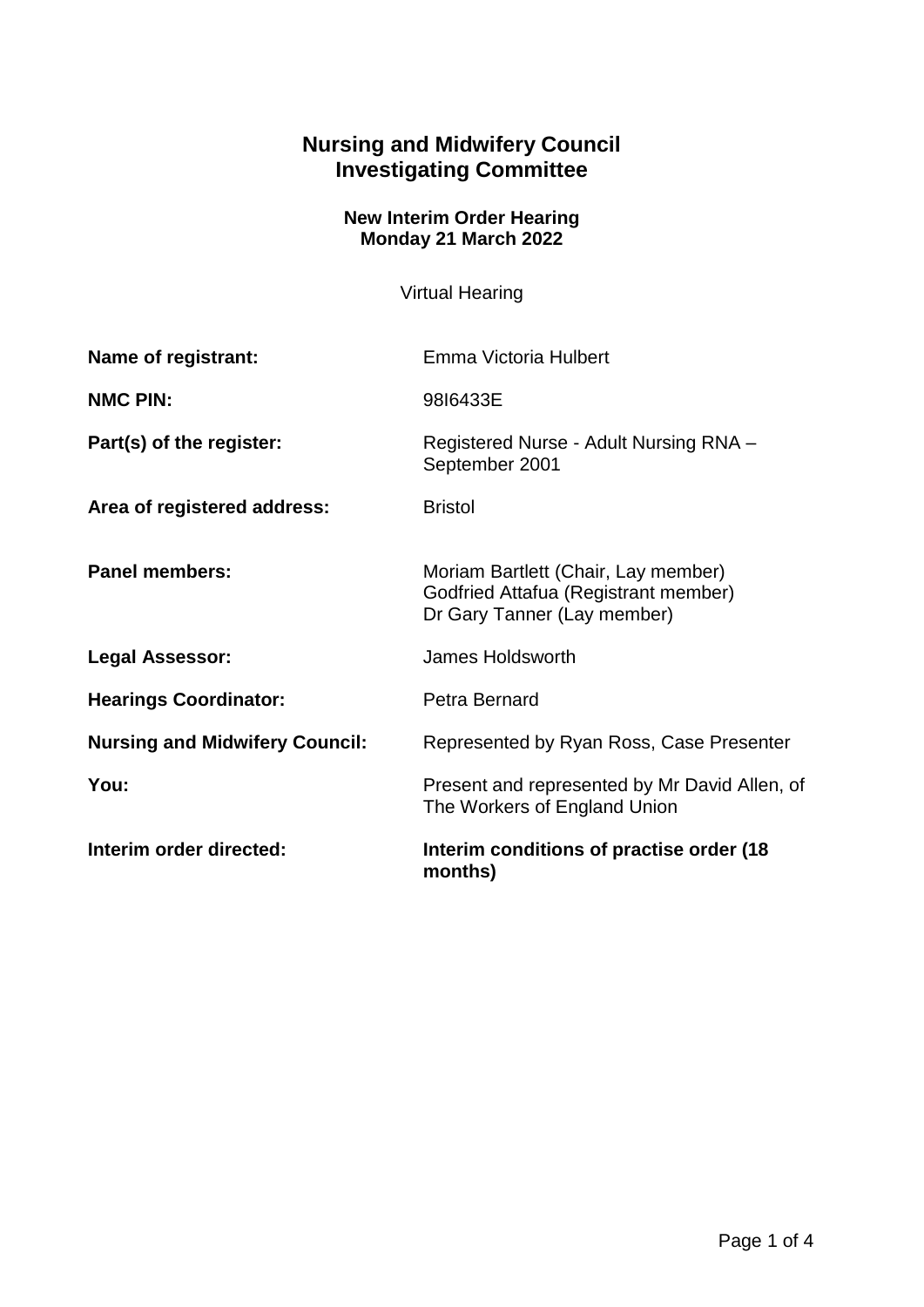# Nursing and Midwifery Council
# Investigating Committee

**New Interim Order Hearing**
**Monday 21 March 2022**

Virtual Hearing

| | |
|---|---|
| **Name of registrant:** | Emma Victoria Hulbert |
| **NMC PIN:** | 98I6433E |
| **Part(s) of the register:** | Registered Nurse - Adult Nursing RNA – September 2001 |
| **Area of registered address:** | Bristol |
| **Panel members:** | Moriam Bartlett (Chair, Lay member)<br>Godfried Attafua (Registrant member)<br>Dr Gary Tanner (Lay member) |
| **Legal Assessor:** | James Holdsworth |
| **Hearings Coordinator:** | Petra Bernard |
| **Nursing and Midwifery Council:** | Represented by Ryan Ross, Case Presenter |
| **You:** | Present and represented by Mr David Allen, of The Workers of England Union |
| **Interim order directed:** | **Interim conditions of practise order (18 months)** |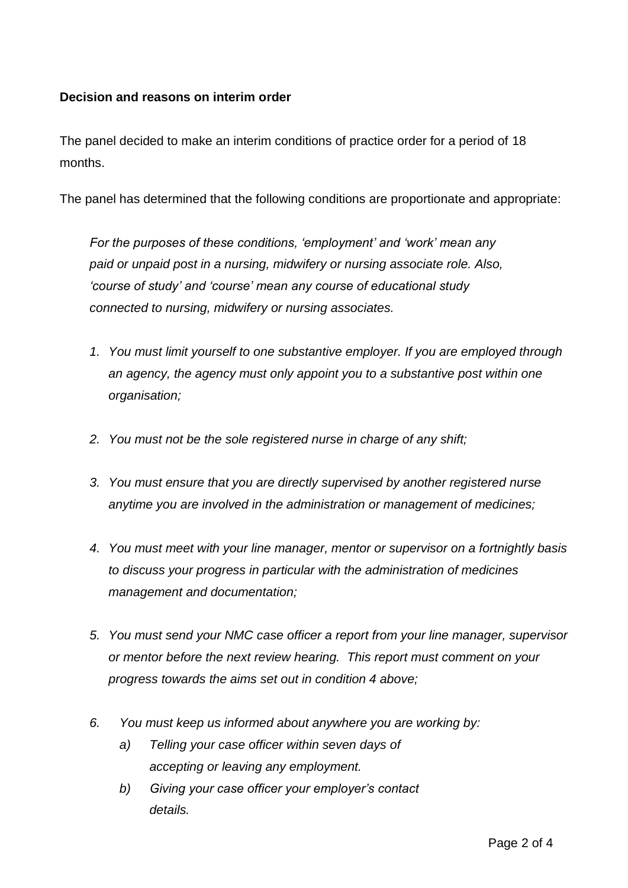**Decision and reasons on interim order**

The panel decided to make an interim conditions of practice order for a period of 18 months.

The panel has determined that the following conditions are proportionate and appropriate:

> *For the purposes of these conditions, 'employment' and 'work' mean any paid or unpaid post in a nursing, midwifery or nursing associate role. Also, 'course of study' and 'course' mean any course of educational study connected to nursing, midwifery or nursing associates.*
>
> 1. *You must limit yourself to one substantive employer. If you are employed through an agency, the agency must only appoint you to a substantive post within one organisation;*
>
> 2. *You must not be the sole registered nurse in charge of any shift;*
>
> 3. *You must ensure that you are directly supervised by another registered nurse anytime you are involved in the administration or management of medicines;*
>
> 4. *You must meet with your line manager, mentor or supervisor on a fortnightly basis to discuss your progress in particular with the administration of medicines management and documentation;*
>
> 5. *You must send your NMC case officer a report from your line manager, supervisor or mentor before the next review hearing. This report must comment on your progress towards the aims set out in condition 4 above;*
>
> 6. *You must keep us informed about anywhere you are working by:*
>     a) *Telling your case officer within seven days of accepting or leaving any employment.*
>     b) *Giving your case officer your employer's contact details.*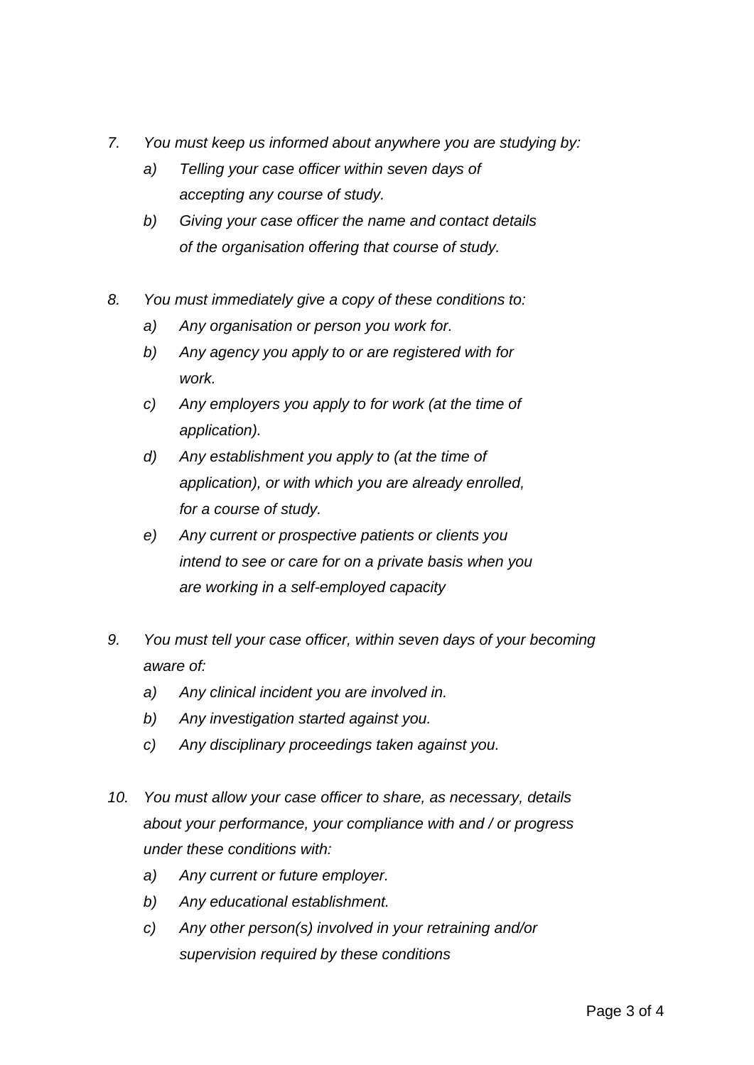7. *You must keep us informed about anywhere you are studying by:*
    a) *Telling your case officer within seven days of accepting any course of study.*
    b) *Giving your case officer the name and contact details of the organisation offering that course of study.*

8. *You must immediately give a copy of these conditions to:*
    a) *Any organisation or person you work for.*
    b) *Any agency you apply to or are registered with for work.*
    c) *Any employers you apply to for work (at the time of application).*
    d) *Any establishment you apply to (at the time of application), or with which you are already enrolled, for a course of study.*
    e) *Any current or prospective patients or clients you intend to see or care for on a private basis when you are working in a self-employed capacity*

9. *You must tell your case officer, within seven days of your becoming aware of:*
    a) *Any clinical incident you are involved in.*
    b) *Any investigation started against you.*
    c) *Any disciplinary proceedings taken against you.*

10. *You must allow your case officer to share, as necessary, details about your performance, your compliance with and / or progress under these conditions with:*
    a) *Any current or future employer.*
    b) *Any educational establishment.*
    c) *Any other person(s) involved in your retraining and/or supervision required by these conditions*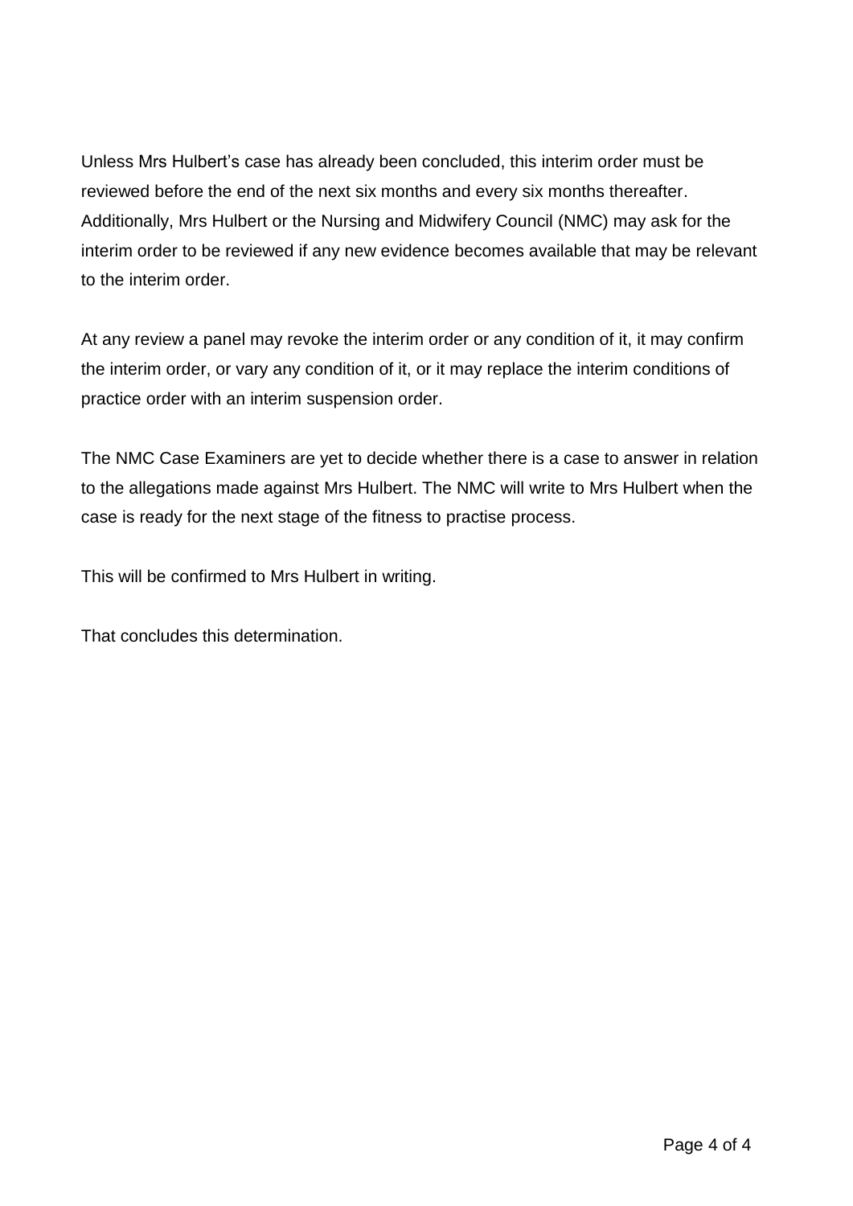Unless Mrs Hulbert’s case has already been concluded, this interim order must be reviewed before the end of the next six months and every six months thereafter. Additionally, Mrs Hulbert or the Nursing and Midwifery Council (NMC) may ask for the interim order to be reviewed if any new evidence becomes available that may be relevant to the interim order.

At any review a panel may revoke the interim order or any condition of it, it may confirm the interim order, or vary any condition of it, or it may replace the interim conditions of practice order with an interim suspension order.

The NMC Case Examiners are yet to decide whether there is a case to answer in relation to the allegations made against Mrs Hulbert. The NMC will write to Mrs Hulbert when the case is ready for the next stage of the fitness to practise process.

This will be confirmed to Mrs Hulbert in writing.

That concludes this determination.